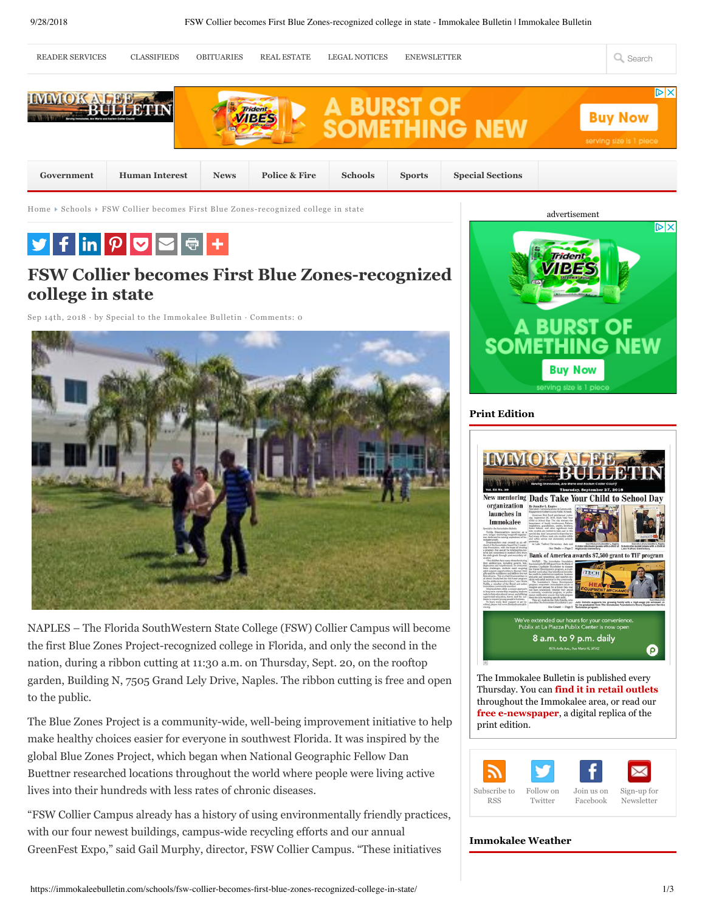# FSW Collier becomes First Blue Zones-recognized college in state

Sep 14th, 2018 · by Special to the Immokalee Bulletin · Comments: 0

NAPLES – The Florida SouthWestern State College (FSW) Collier Campus will become the first Blue Zones Project-recognized college in Florida, and only the second in the nation, during a ribbon cutting at 11:30 a.m. on Thursday, Sept. 20, on the rooftop garden, Building N, 7505 Grand Lely Drive, Naples. The ribbon cutting is free and open to the public.

The Blue Zones Project is a community-wide, well-being improvement initiative to help make healthy choices easier for everyone in southwest Florida. It was inspired by the global Blue Zones Project, which began when National Geographic Fellow Dan Buettner researched locations throughout the world where people were living active lives into their hundreds with less rates of chronic diseases.

"FSW Collier Campus already has a history of using environmentally friendly practices, with our four newest buildings, campus-wide recycling efforts and our annual GreenFest Expo," said Gail Murphy, director, FSW Collier Campus. "These initiatives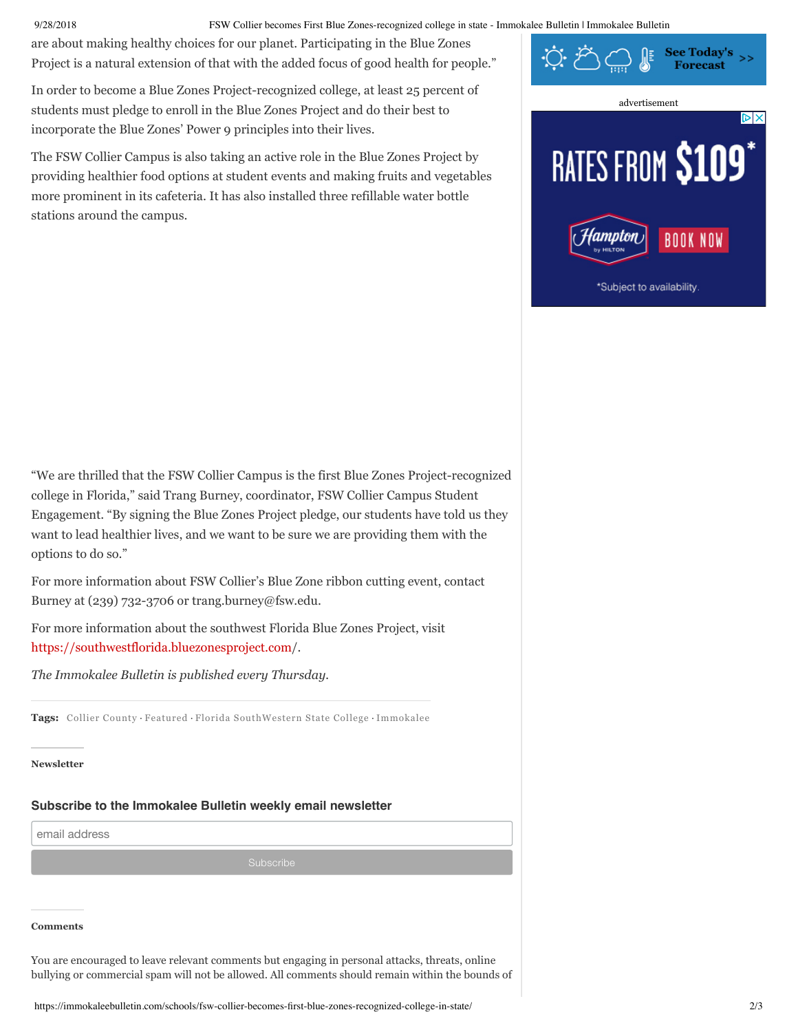are about making healthy choices for our planet. Participating in the Blue Zones Project is a natural extension of that with the added focus of good health for people."

In order to become a Blue Zones Project-recognized college, at least 25 percent of students must pledge to enroll in the Blue Zones Project and do their best to incorporate the Blue Zones' Power 9 principles into their lives.

The FSW Collier Campus is also taking an active role in the Blue Zones Project by providing healthier food options at student events and making fruits and vegetables more prominent in its cafeteria. It has also installed three refillable water bottle stations around the campus.

"We are thrilled that the FSW Collier Campus is the first Blue Zones Project-recognized college in Florida," said Trang Burney, coordinator, FSW Collier Campus Student Engagement. "By signing the Blue Zones Project pledge, our students have told us they want to lead healthier lives, and we want to be sure we are providing them with the options to do so."

For more information about FSW Collier's Blue Zone ribbon cutting event, contact Burney at (239) 732-3706 or trang.burney@fsw.edu.

For more information about the southwest Florida Blue Zones Project, visit https://southwestflorida.bluezonesproject.com/.

*The Immokalee Bulletin is published every Thursday.*

**Tags:** Collier County · Featured · Florida SouthWestern State College · Immokalee

**Newsletter**

### Subscribe to the Immokalee Bulletin weekly email newsletter

email address

Subscribe

**Comments**

You are encouraged to leave relevant comments but engaging in personal attacks, threats, online bullying or commercial spam will not be allowed. All comments should remain within the bounds of